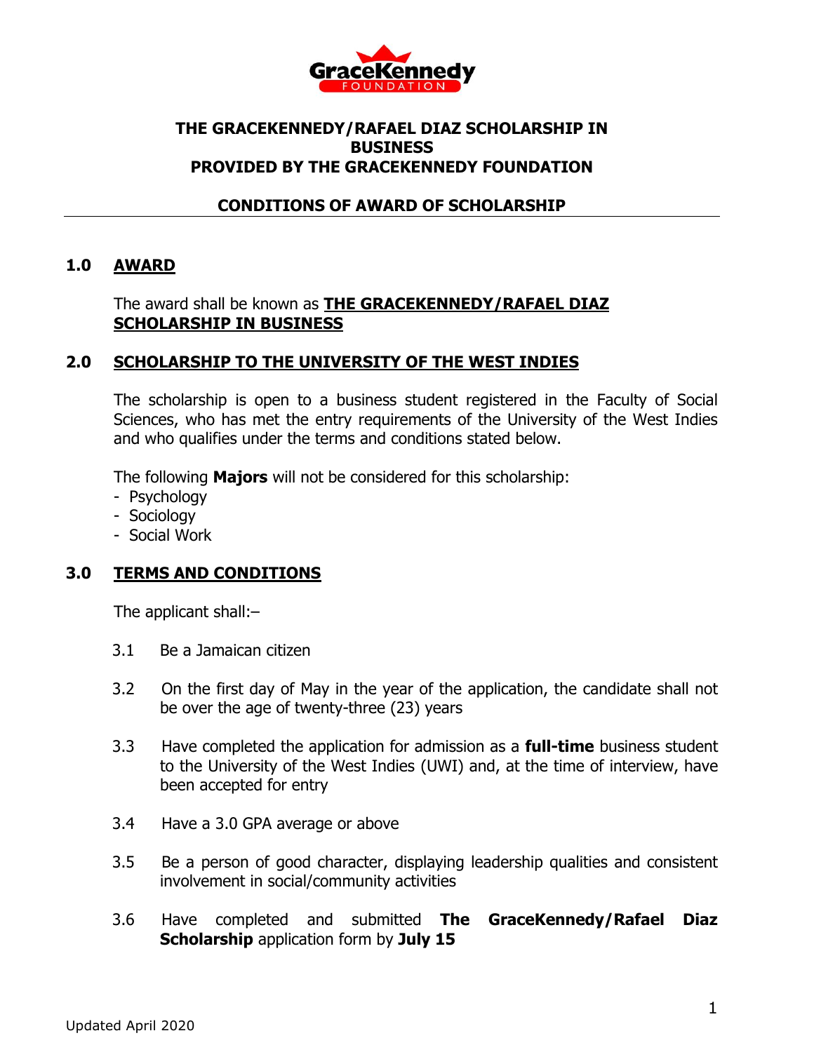# THE GRACEKENNEDY/RAFAEL DIAZ SCHOLARSHIP IN BUSINESS
# PROVIDED BY THE GRACEKENNEDY FOUNDATION

## CONDITIONS OF AWARD OF SCHOLARSHIP

---

## 1.0 AWARD

The award shall be known as **THE GRACEKENNEDY/RAFAEL DIAZ SCHOLARSHIP IN BUSINESS**

## 2.0 SCHOLARSHIP TO THE UNIVERSITY OF THE WEST INDIES

The scholarship is open to a business student registered in the Faculty of Social Sciences, who has met the entry requirements of the University of the West Indies and who qualifies under the terms and conditions stated below.

The following **Majors** will not be considered for this scholarship:
- Psychology
- Sociology
- Social Work

## 3.0 TERMS AND CONDITIONS

The applicant shall:–

3.1 Be a Jamaican citizen

3.2 On the first day of May in the year of the application, the candidate shall not be over the age of twenty-three (23) years

3.3 Have completed the application for admission as a **full-time** business student to the University of the West Indies (UWI) and, at the time of interview, have been accepted for entry

3.4 Have a 3.0 GPA average or above

3.5 Be a person of good character, displaying leadership qualities and consistent involvement in social/community activities

3.6 Have completed and submitted **The GraceKennedy/Rafael Diaz Scholarship** application form by **July 15**

Updated April 2020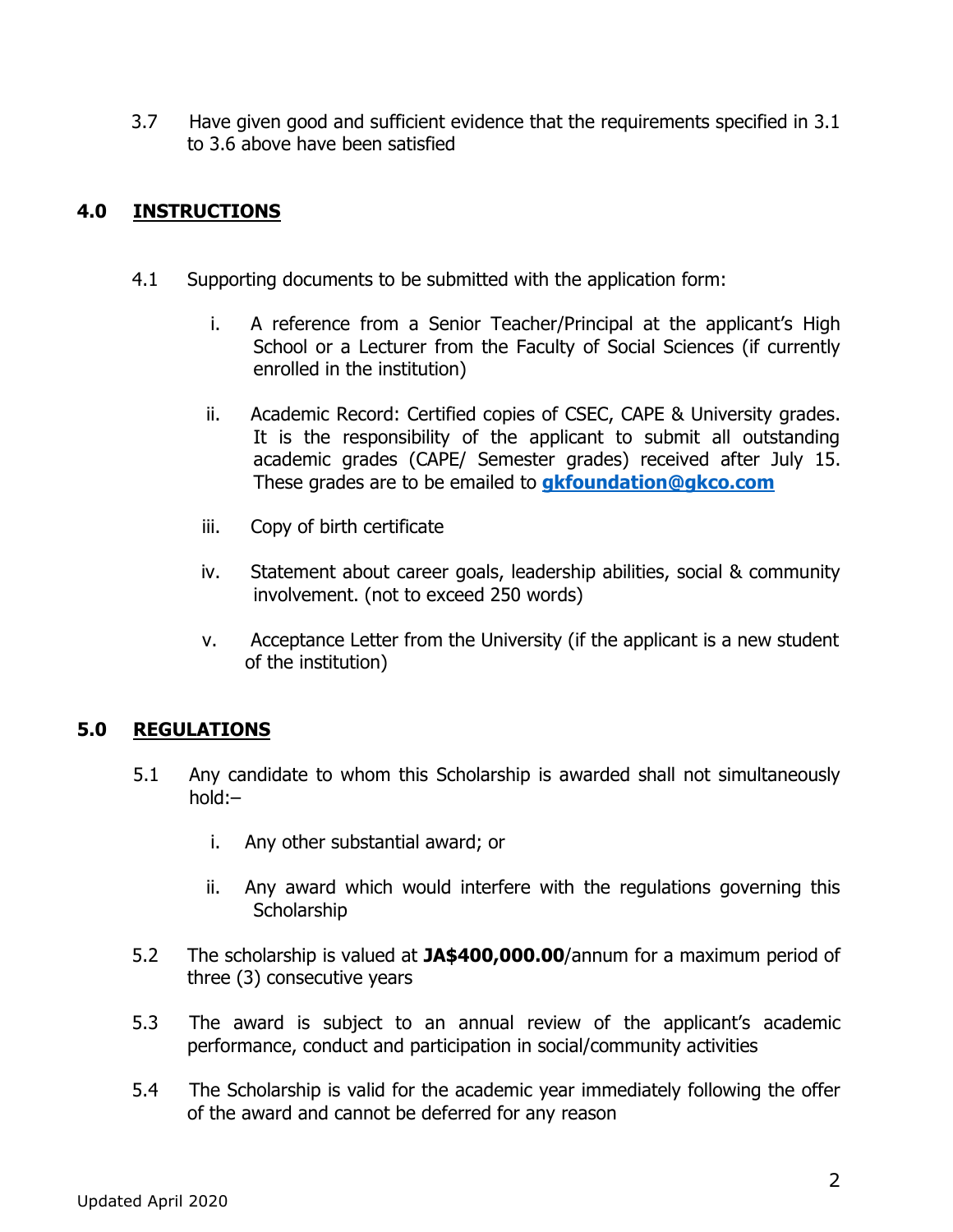3.7 Have given good and sufficient evidence that the requirements specified in 3.1 to 3.6 above have been satisfied

## 4.0 INSTRUCTIONS

4.1 Supporting documents to be submitted with the application form:

i. A reference from a Senior Teacher/Principal at the applicant's High School or a Lecturer from the Faculty of Social Sciences (if currently enrolled in the institution)

ii. Academic Record: Certified copies of CSEC, CAPE & University grades. It is the responsibility of the applicant to submit all outstanding academic grades (CAPE/ Semester grades) received after July 15. These grades are to be emailed to **gkfoundation@gkco.com**

iii. Copy of birth certificate

iv. Statement about career goals, leadership abilities, social & community involvement. (not to exceed 250 words)

v. Acceptance Letter from the University (if the applicant is a new student of the institution)

## 5.0 REGULATIONS

5.1 Any candidate to whom this Scholarship is awarded shall not simultaneously hold:–

i. Any other substantial award; or

ii. Any award which would interfere with the regulations governing this Scholarship

5.2 The scholarship is valued at **JA$400,000.00**/annum for a maximum period of three (3) consecutive years

5.3 The award is subject to an annual review of the applicant's academic performance, conduct and participation in social/community activities

5.4 The Scholarship is valid for the academic year immediately following the offer of the award and cannot be deferred for any reason

Updated April 2020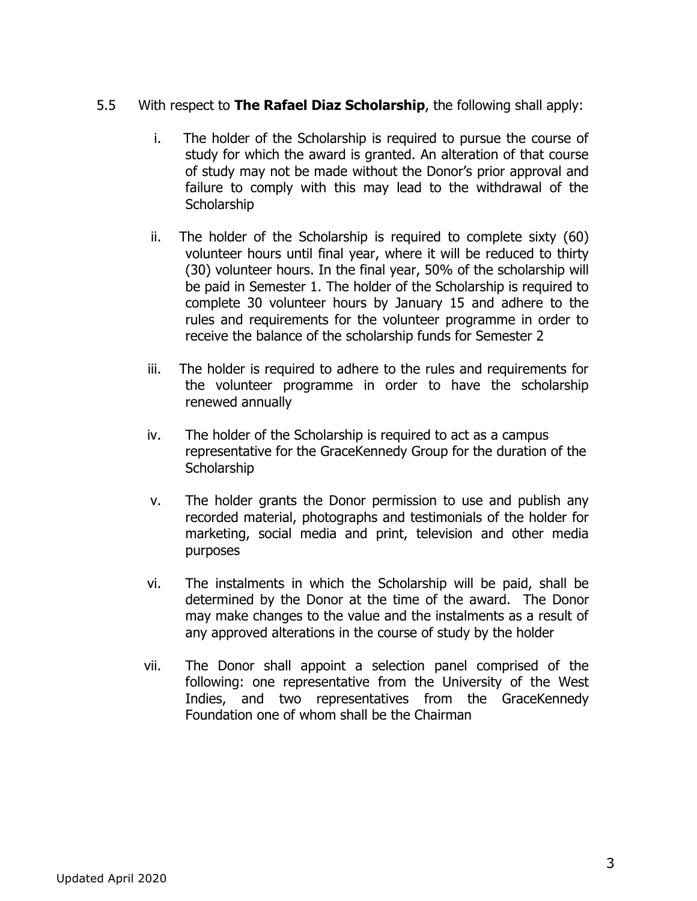5.5 With respect to **The Rafael Diaz Scholarship**, the following shall apply:

i. The holder of the Scholarship is required to pursue the course of study for which the award is granted. An alteration of that course of study may not be made without the Donor's prior approval and failure to comply with this may lead to the withdrawal of the Scholarship

ii. The holder of the Scholarship is required to complete sixty (60) volunteer hours until final year, where it will be reduced to thirty (30) volunteer hours. In the final year, 50% of the scholarship will be paid in Semester 1. The holder of the Scholarship is required to complete 30 volunteer hours by January 15 and adhere to the rules and requirements for the volunteer programme in order to receive the balance of the scholarship funds for Semester 2

iii. The holder is required to adhere to the rules and requirements for the volunteer programme in order to have the scholarship renewed annually

iv. The holder of the Scholarship is required to act as a campus representative for the GraceKennedy Group for the duration of the Scholarship

v. The holder grants the Donor permission to use and publish any recorded material, photographs and testimonials of the holder for marketing, social media and print, television and other media purposes

vi. The instalments in which the Scholarship will be paid, shall be determined by the Donor at the time of the award. The Donor may make changes to the value and the instalments as a result of any approved alterations in the course of study by the holder

vii. The Donor shall appoint a selection panel comprised of the following: one representative from the University of the West Indies, and two representatives from the GraceKennedy Foundation one of whom shall be the Chairman

Updated April 2020